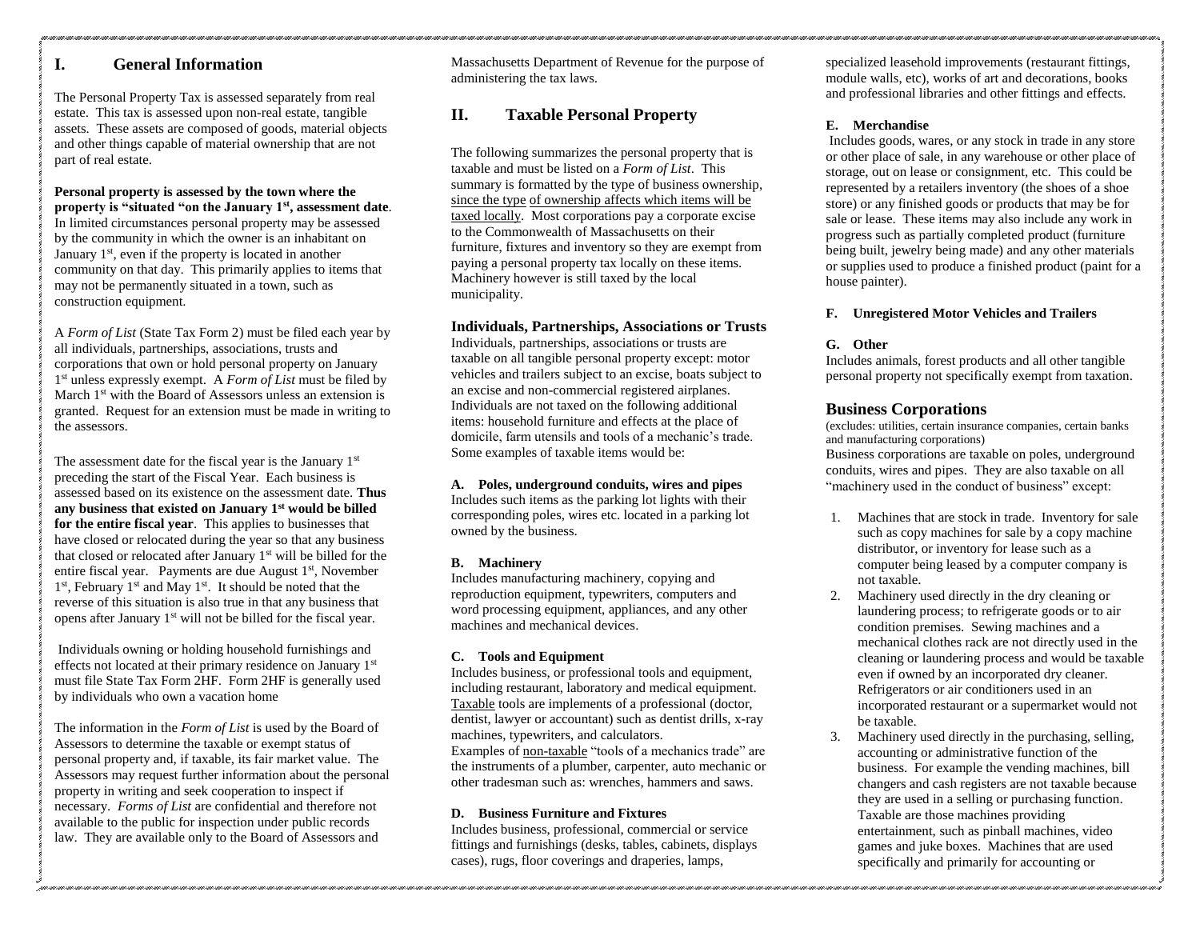## I. General Information

The Personal Property Tax is assessed separately from real estate. This tax is assessed upon non-real estate, tangible assets. These assets are composed of goods, material objects and other things capable of material ownership that are not part of real estate.

**Personal property is assessed by the town where the property is "situated "on the January 1st, assessment date**. In limited circumstances personal property may be assessed by the community in which the owner is an inhabitant on January 1st, even if the property is located in another community on that day. This primarily applies to items that may not be permanently situated in a town, such as construction equipment.

A *Form of List* (State Tax Form 2) must be filed each year by all individuals, partnerships, associations, trusts and corporations that own or hold personal property on January 1st unless expressly exempt. A *Form of List* must be filed by March 1st with the Board of Assessors unless an extension is granted. Request for an extension must be made in writing to the assessors.

The assessment date for the fiscal year is the January 1st preceding the start of the Fiscal Year. Each business is assessed based on its existence on the assessment date. **Thus any business that existed on January 1st would be billed for the entire fiscal year**. This applies to businesses that have closed or relocated during the year so that any business that closed or relocated after January 1st will be billed for the entire fiscal year. Payments are due August 1st, November 1st, February 1st and May 1st. It should be noted that the reverse of this situation is also true in that any business that opens after January 1st will not be billed for the fiscal year.

Individuals owning or holding household furnishings and effects not located at their primary residence on January 1st must file State Tax Form 2HF. Form 2HF is generally used by individuals who own a vacation home

The information in the *Form of List* is used by the Board of Assessors to determine the taxable or exempt status of personal property and, if taxable, its fair market value. The Assessors may request further information about the personal property in writing and seek cooperation to inspect if necessary. *Forms of List* are confidential and therefore not available to the public for inspection under public records law. They are available only to the Board of Assessors and Massachusetts Department of Revenue for the purpose of administering the tax laws.

## II. Taxable Personal Property

The following summarizes the personal property that is taxable and must be listed on a *Form of List*. This summary is formatted by the type of business ownership, since the type of ownership affects which items will be taxed locally. Most corporations pay a corporate excise to the Commonwealth of Massachusetts on their furniture, fixtures and inventory so they are exempt from paying a personal property tax locally on these items. Machinery however is still taxed by the local municipality.

### Individuals, Partnerships, Associations or Trusts

Individuals, partnerships, associations or trusts are taxable on all tangible personal property except: motor vehicles and trailers subject to an excise, boats subject to an excise and non-commercial registered airplanes. Individuals are not taxed on the following additional items: household furniture and effects at the place of domicile, farm utensils and tools of a mechanic's trade. Some examples of taxable items would be:

**A. Poles, underground conduits, wires and pipes**
Includes such items as the parking lot lights with their corresponding poles, wires etc. located in a parking lot owned by the business.

**B. Machinery**
Includes manufacturing machinery, copying and reproduction equipment, typewriters, computers and word processing equipment, appliances, and any other machines and mechanical devices.

**C. Tools and Equipment**
Includes business, or professional tools and equipment, including restaurant, laboratory and medical equipment. Taxable tools are implements of a professional (doctor, dentist, lawyer or accountant) such as dentist drills, x-ray machines, typewriters, and calculators.
Examples of non-taxable "tools of a mechanics trade" are the instruments of a plumber, carpenter, auto mechanic or other tradesman such as: wrenches, hammers and saws.

**D. Business Furniture and Fixtures**
Includes business, professional, commercial or service fittings and furnishings (desks, tables, cabinets, displays cases), rugs, floor coverings and draperies, lamps, specialized leasehold improvements (restaurant fittings, module walls, etc), works of art and decorations, books and professional libraries and other fittings and effects.

**E. Merchandise**
Includes goods, wares, or any stock in trade in any store or other place of sale, in any warehouse or other place of storage, out on lease or consignment, etc. This could be represented by a retailers inventory (the shoes of a shoe store) or any finished goods or products that may be for sale or lease. These items may also include any work in progress such as partially completed product (furniture being built, jewelry being made) and any other materials or supplies used to produce a finished product (paint for a house painter).

**F. Unregistered Motor Vehicles and Trailers**

**G. Other**
Includes animals, forest products and all other tangible personal property not specifically exempt from taxation.

### Business Corporations

(excludes: utilities, certain insurance companies, certain banks and manufacturing corporations)
Business corporations are taxable on poles, underground conduits, wires and pipes. They are also taxable on all "machinery used in the conduct of business" except:

1. Machines that are stock in trade. Inventory for sale such as copy machines for sale by a copy machine distributor, or inventory for lease such as a computer being leased by a computer company is not taxable.
2. Machinery used directly in the dry cleaning or laundering process; to refrigerate goods or to air condition premises. Sewing machines and a mechanical clothes rack are not directly used in the cleaning or laundering process and would be taxable even if owned by an incorporated dry cleaner. Refrigerators or air conditioners used in an incorporated restaurant or a supermarket would not be taxable.
3. Machinery used directly in the purchasing, selling, accounting or administrative function of the business. For example the vending machines, bill changers and cash registers are not taxable because they are used in a selling or purchasing function. Taxable are those machines providing entertainment, such as pinball machines, video games and juke boxes. Machines that are used specifically and primarily for accounting or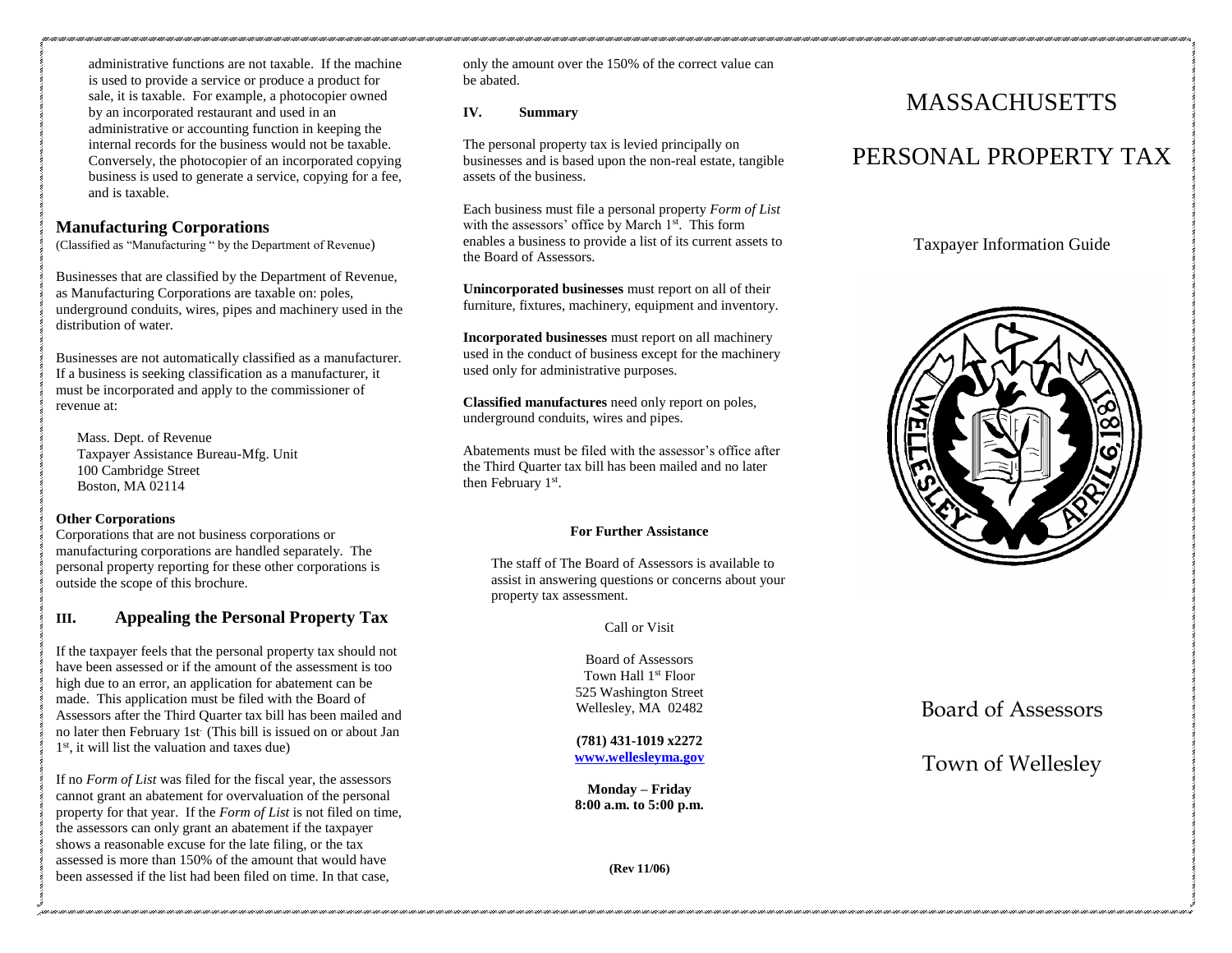administrative functions are not taxable. If the machine is used to provide a service or produce a product for sale, it is taxable. For example, a photocopier owned by an incorporated restaurant and used in an administrative or accounting function in keeping the internal records for the business would not be taxable. Conversely, the photocopier of an incorporated copying business is used to generate a service, copying for a fee, and is taxable.

### Manufacturing Corporations

(Classified as "Manufacturing " by the Department of Revenue)

Businesses that are classified by the Department of Revenue, as Manufacturing Corporations are taxable on: poles, underground conduits, wires, pipes and machinery used in the distribution of water.

Businesses are not automatically classified as a manufacturer. If a business is seeking classification as a manufacturer, it must be incorporated and apply to the commissioner of revenue at:

Mass. Dept. of Revenue
Taxpayer Assistance Bureau-Mfg. Unit
100 Cambridge Street
Boston, MA 02114

**Other Corporations**

Corporations that are not business corporations or manufacturing corporations are handled separately. The personal property reporting for these other corporations is outside the scope of this brochure.

## III. Appealing the Personal Property Tax

If the taxpayer feels that the personal property tax should not have been assessed or if the amount of the assessment is too high due to an error, an application for abatement can be made. This application must be filed with the Board of Assessors after the Third Quarter tax bill has been mailed and no later then February 1st. (This bill is issued on or about Jan 1st, it will list the valuation and taxes due)

If no *Form of List* was filed for the fiscal year, the assessors cannot grant an abatement for overvaluation of the personal property for that year. If the *Form of List* is not filed on time, the assessors can only grant an abatement if the taxpayer shows a reasonable excuse for the late filing, or the tax assessed is more than 150% of the amount that would have been assessed if the list had been filed on time. In that case, only the amount over the 150% of the correct value can be abated.

## IV. Summary

The personal property tax is levied principally on businesses and is based upon the non-real estate, tangible assets of the business.

Each business must file a personal property *Form of List* with the assessors' office by March 1st. This form enables a business to provide a list of its current assets to the Board of Assessors.

**Unincorporated businesses** must report on all of their furniture, fixtures, machinery, equipment and inventory.

**Incorporated businesses** must report on all machinery used in the conduct of business except for the machinery used only for administrative purposes.

**Classified manufactures** need only report on poles, underground conduits, wires and pipes.

Abatements must be filed with the assessor's office after the Third Quarter tax bill has been mailed and no later then February 1st.

**For Further Assistance**

The staff of The Board of Assessors is available to assist in answering questions or concerns about your property tax assessment.

Call or Visit

Board of Assessors
Town Hall 1st Floor
525 Washington Street
Wellesley, MA 02482

**(781) 431-1019 x2272**
**www.wellesleyma.gov**

**Monday – Friday**
**8:00 a.m. to 5:00 p.m.**

**(Rev 11/06)**

# MASSACHUSETTS

# PERSONAL PROPERTY TAX

Taxpayer Information Guide

WELLESLEY APRIL 6, 1881

Board of Assessors

Town of Wellesley